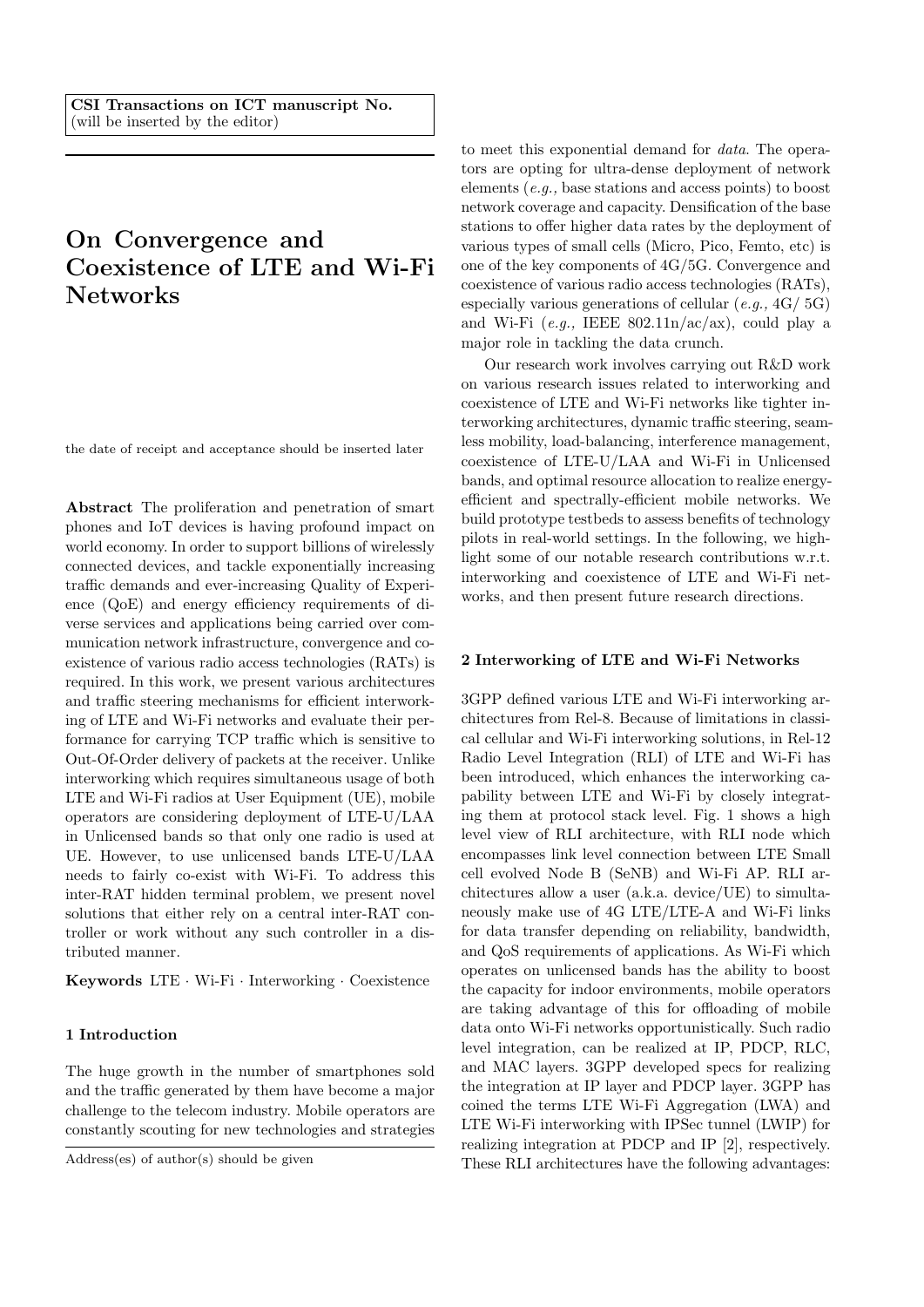**CSI Transactions on ICT manuscript No.**
(will be inserted by the editor)

# On Convergence and Coexistence of LTE and Wi-Fi Networks

the date of receipt and acceptance should be inserted later

**Abstract** The proliferation and penetration of smart phones and IoT devices is having profound impact on world economy. In order to support billions of wirelessly connected devices, and tackle exponentially increasing traffic demands and ever-increasing Quality of Experience (QoE) and energy efficiency requirements of diverse services and applications being carried over communication network infrastructure, convergence and coexistence of various radio access technologies (RATs) is required. In this work, we present various architectures and traffic steering mechanisms for efficient interworking of LTE and Wi-Fi networks and evaluate their performance for carrying TCP traffic which is sensitive to Out-Of-Order delivery of packets at the receiver. Unlike interworking which requires simultaneous usage of both LTE and Wi-Fi radios at User Equipment (UE), mobile operators are considering deployment of LTE-U/LAA in Unlicensed bands so that only one radio is used at UE. However, to use unlicensed bands LTE-U/LAA needs to fairly co-exist with Wi-Fi. To address this inter-RAT hidden terminal problem, we present novel solutions that either rely on a central inter-RAT controller or work without any such controller in a distributed manner.

**Keywords** LTE · Wi-Fi · Interworking · Coexistence

## 1 Introduction

The huge growth in the number of smartphones sold and the traffic generated by them have become a major challenge to the telecom industry. Mobile operators are constantly scouting for new technologies and strategies to meet this exponential demand for *data*. The operators are opting for ultra-dense deployment of network elements (*e.g.,* base stations and access points) to boost network coverage and capacity. Densification of the base stations to offer higher data rates by the deployment of various types of small cells (Micro, Pico, Femto, etc) is one of the key components of 4G/5G. Convergence and coexistence of various radio access technologies (RATs), especially various generations of cellular (*e.g.,* 4G/ 5G) and Wi-Fi (*e.g.,* IEEE 802.11n/ac/ax), could play a major role in tackling the data crunch.

Our research work involves carrying out R&D work on various research issues related to interworking and coexistence of LTE and Wi-Fi networks like tighter interworking architectures, dynamic traffic steering, seamless mobility, load-balancing, interference management, coexistence of LTE-U/LAA and Wi-Fi in Unlicensed bands, and optimal resource allocation to realize energy-efficient and spectrally-efficient mobile networks. We build prototype testbeds to assess benefits of technology pilots in real-world settings. In the following, we highlight some of our notable research contributions w.r.t. interworking and coexistence of LTE and Wi-Fi networks, and then present future research directions.

## 2 Interworking of LTE and Wi-Fi Networks

3GPP defined various LTE and Wi-Fi interworking architectures from Rel-8. Because of limitations in classical cellular and Wi-Fi interworking solutions, in Rel-12 Radio Level Integration (RLI) of LTE and Wi-Fi has been introduced, which enhances the interworking capability between LTE and Wi-Fi by closely integrating them at protocol stack level. Fig. 1 shows a high level view of RLI architecture, with RLI node which encompasses link level connection between LTE Small cell evolved Node B (SeNB) and Wi-Fi AP. RLI architectures allow a user (a.k.a. device/UE) to simultaneously make use of 4G LTE/LTE-A and Wi-Fi links for data transfer depending on reliability, bandwidth, and QoS requirements of applications. As Wi-Fi which operates on unlicensed bands has the ability to boost the capacity for indoor environments, mobile operators are taking advantage of this for offloading of mobile data onto Wi-Fi networks opportunistically. Such radio level integration, can be realized at IP, PDCP, RLC, and MAC layers. 3GPP developed specs for realizing the integration at IP layer and PDCP layer. 3GPP has coined the terms LTE Wi-Fi Aggregation (LWA) and LTE Wi-Fi interworking with IPSec tunnel (LWIP) for realizing integration at PDCP and IP [2], respectively. These RLI architectures have the following advantages:

Address(es) of author(s) should be given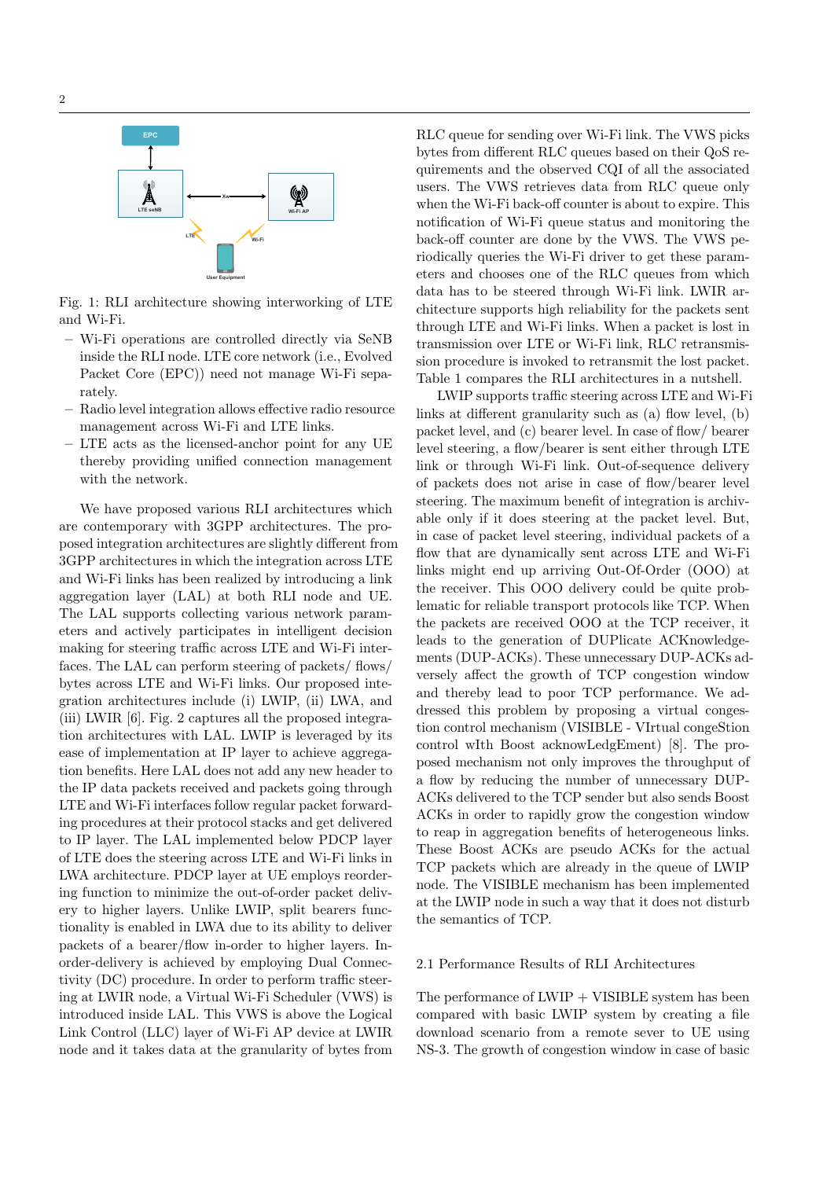EPC

LTE seNB

Xw

Wi-Fi AP

LTE

Wi-Fi

User Equipment

Fig. 1: RLI architecture showing interworking of LTE and Wi-Fi.

- Wi-Fi operations are controlled directly via SeNB inside the RLI node. LTE core network (i.e., Evolved Packet Core (EPC)) need not manage Wi-Fi separately.
- Radio level integration allows effective radio resource management across Wi-Fi and LTE links.
- LTE acts as the licensed-anchor point for any UE thereby providing unified connection management with the network.

We have proposed various RLI architectures which are contemporary with 3GPP architectures. The proposed integration architectures are slightly different from 3GPP architectures in which the integration across LTE and Wi-Fi links has been realized by introducing a link aggregation layer (LAL) at both RLI node and UE. The LAL supports collecting various network parameters and actively participates in intelligent decision making for steering traffic across LTE and Wi-Fi interfaces. The LAL can perform steering of packets/ flows/ bytes across LTE and Wi-Fi links. Our proposed integration architectures include (i) LWIP, (ii) LWA, and (iii) LWIR [6]. Fig. 2 captures all the proposed integration architectures with LAL. LWIP is leveraged by its ease of implementation at IP layer to achieve aggregation benefits. Here LAL does not add any new header to the IP data packets received and packets going through LTE and Wi-Fi interfaces follow regular packet forwarding procedures at their protocol stacks and get delivered to IP layer. The LAL implemented below PDCP layer of LTE does the steering across LTE and Wi-Fi links in LWA architecture. PDCP layer at UE employs reordering function to minimize the out-of-order packet delivery to higher layers. Unlike LWIP, split bearers functionality is enabled in LWA due to its ability to deliver packets of a bearer/flow in-order to higher layers. In-order-delivery is achieved by employing Dual Connectivity (DC) procedure. In order to perform traffic steering at LWIR node, a Virtual Wi-Fi Scheduler (VWS) is introduced inside LAL. This VWS is above the Logical Link Control (LLC) layer of Wi-Fi AP device at LWIR node and it takes data at the granularity of bytes from RLC queue for sending over Wi-Fi link. The VWS picks bytes from different RLC queues based on their QoS requirements and the observed CQI of all the associated users. The VWS retrieves data from RLC queue only when the Wi-Fi back-off counter is about to expire. This notification of Wi-Fi queue status and monitoring the back-off counter are done by the VWS. The VWS periodically queries the Wi-Fi driver to get these parameters and chooses one of the RLC queues from which data has to be steered through Wi-Fi link. LWIR architecture supports high reliability for the packets sent through LTE and Wi-Fi links. When a packet is lost in transmission over LTE or Wi-Fi link, RLC retransmission procedure is invoked to retransmit the lost packet. Table 1 compares the RLI architectures in a nutshell.

LWIP supports traffic steering across LTE and Wi-Fi links at different granularity such as (a) flow level, (b) packet level, and (c) bearer level. In case of flow/ bearer level steering, a flow/bearer is sent either through LTE link or through Wi-Fi link. Out-of-sequence delivery of packets does not arise in case of flow/bearer level steering. The maximum benefit of integration is archivable only if it does steering at the packet level. But, in case of packet level steering, individual packets of a flow that are dynamically sent across LTE and Wi-Fi links might end up arriving Out-Of-Order (OOO) at the receiver. This OOO delivery could be quite problematic for reliable transport protocols like TCP. When the packets are received OOO at the TCP receiver, it leads to the generation of DUPlicate ACKnowledgements (DUP-ACKs). These unnecessary DUP-ACKs adversely affect the growth of TCP congestion window and thereby lead to poor TCP performance. We addressed this problem by proposing a virtual congestion control mechanism (VISIBLE - VIrtual congeStion control wIth Boost acknowLedgEment) [8]. The proposed mechanism not only improves the throughput of a flow by reducing the number of unnecessary DUP-ACKs delivered to the TCP sender but also sends Boost ACKs in order to rapidly grow the congestion window to reap in aggregation benefits of heterogeneous links. These Boost ACKs are pseudo ACKs for the actual TCP packets which are already in the queue of LWIP node. The VISIBLE mechanism has been implemented at the LWIP node in such a way that it does not disturb the semantics of TCP.

## 2.1 Performance Results of RLI Architectures

The performance of LWIP + VISIBLE system has been compared with basic LWIP system by creating a file download scenario from a remote sever to UE using NS-3. The growth of congestion window in case of basic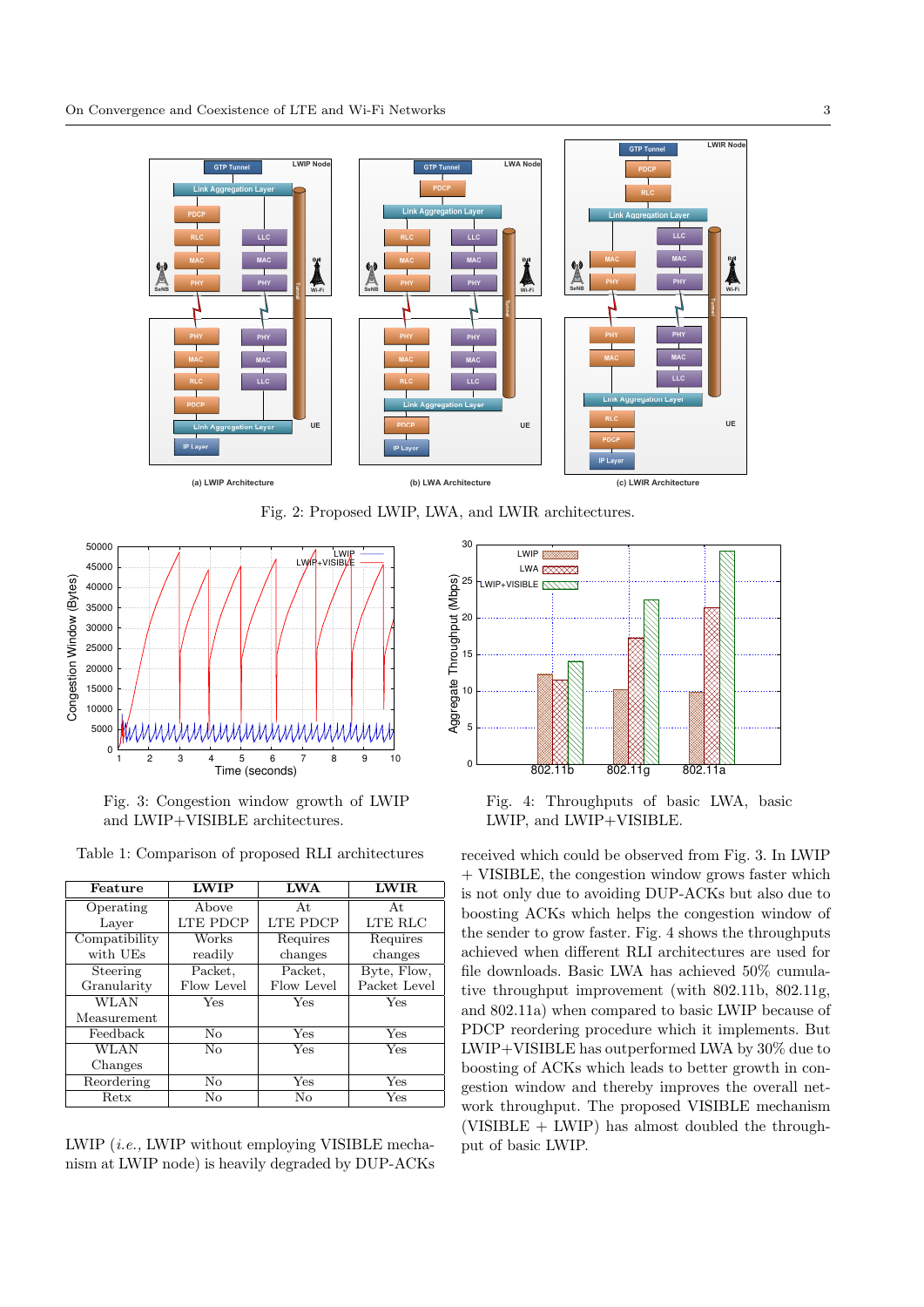GTP Tunnel
LWIP Node
Link Aggregation Layer
PDCP
RLC
LLC
MAC
MAC
PHY
PHY
SeNB
Wi-Fi
Tunnel
PHY
PHY
MAC
MAC
RLC
LLC
PDCP
Link Aggregation Layer
UE
IP Layer
(a) LWIP Architecture

GTP Tunnel
LWA Node
PDCP
Link Aggregation Layer
RLC
LLC
MAC
MAC
PHY
PHY
SeNB
Wi-Fi
Tunnel
PHY
PHY
MAC
MAC
RLC
LLC
Link Aggregation Layer
PDCP
UE
IP Layer
(b) LWA Architecture

GTP Tunnel
LWIR Node
PDCP
RLC
Link Aggregation Layer
LLC
MAC
MAC
PHY
PHY
SeNB
Wi-Fi
Tunnel
PHY
PHY
MAC
MAC
LLC
Link Aggregation Layer
RLC
PDCP
UE
IP Layer
(c) LWIR Architecture

Fig. 2: Proposed LWIP, LWA, and LWIR architectures.

Congestion Window (Bytes)
50000
45000
40000
35000
30000
25000
20000
15000
10000
5000
0
1 2 3 4 5 6 7 8 9 10
Time (seconds)
LWIP
LWIP+VISIBLE

Fig. 3: Congestion window growth of LWIP and LWIP+VISIBLE architectures.

Aggregate Throughput (Mbps)
30
25
20
15
10
5
0
802.11b
802.11g
802.11a
LWIP
LWA
LWIP+VISIBLE

Fig. 4: Throughputs of basic LWA, basic LWIP, and LWIP+VISIBLE.

Table 1: Comparison of proposed RLI architectures

| Feature | LWIP | LWA | LWIR |
|---|---|---|---|
| Operating Layer | Above LTE PDCP | At LTE PDCP | At LTE RLC |
| Compatibility with UEs | Works readily | Requires changes | Requires changes |
| Steering Granularity | Packet, Flow Level | Packet, Flow Level | Byte, Flow, Packet Level |
| WLAN Measurement | Yes | Yes | Yes |
| Feedback | No | Yes | Yes |
| WLAN Changes | No | Yes | Yes |
| Reordering | No | Yes | Yes |
| Retx | No | No | Yes |

LWIP (*i.e.,* LWIP without employing VISIBLE mechanism at LWIP node) is heavily degraded by DUP-ACKs received which could be observed from Fig. 3. In LWIP + VISIBLE, the congestion window grows faster which is not only due to avoiding DUP-ACKs but also due to boosting ACKs which helps the congestion window of the sender to grow faster. Fig. 4 shows the throughputs achieved when different RLI architectures are used for file downloads. Basic LWA has achieved 50% cumulative throughput improvement (with 802.11b, 802.11g, and 802.11a) when compared to basic LWIP because of PDCP reordering procedure which it implements. But LWIP+VISIBLE has outperformed LWA by 30% due to boosting of ACKs which leads to better growth in congestion window and thereby improves the overall network throughput. The proposed VISIBLE mechanism (VISIBLE + LWIP) has almost doubled the throughput of basic LWIP.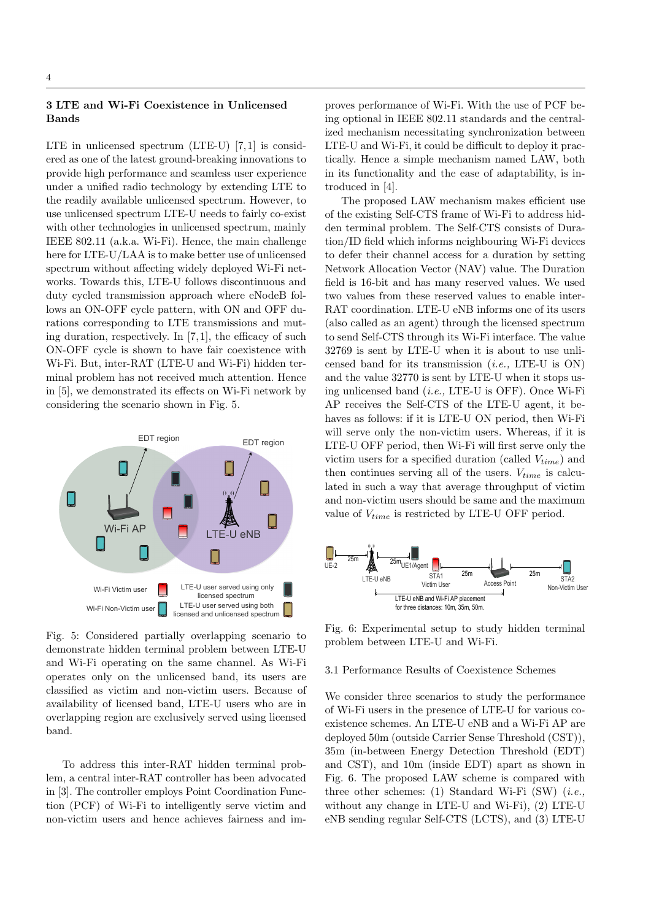### 3 LTE and Wi-Fi Coexistence in Unlicensed Bands

LTE in unlicensed spectrum (LTE-U) [7,1] is considered as one of the latest ground-breaking innovations to provide high performance and seamless user experience under a unified radio technology by extending LTE to the readily available unlicensed spectrum. However, to use unlicensed spectrum LTE-U needs to fairly co-exist with other technologies in unlicensed spectrum, mainly IEEE 802.11 (a.k.a. Wi-Fi). Hence, the main challenge here for LTE-U/LAA is to make better use of unlicensed spectrum without affecting widely deployed Wi-Fi networks. Towards this, LTE-U follows discontinuous and duty cycled transmission approach where eNodeB follows an ON-OFF cycle pattern, with ON and OFF durations corresponding to LTE transmissions and muting duration, respectively. In [7,1], the efficacy of such ON-OFF cycle is shown to have fair coexistence with Wi-Fi. But, inter-RAT (LTE-U and Wi-Fi) hidden terminal problem has not received much attention. Hence in [5], we demonstrated its effects on Wi-Fi network by considering the scenario shown in Fig. 5.

EDT region
EDT region
Wi-Fi AP
LTE-U eNB
Wi-Fi Victim user
Wi-Fi Non-Victim user
LTE-U user served using only licensed spectrum
LTE-U user served using both licensed and unlicensed spectrum

Fig. 5: Considered partially overlapping scenario to demonstrate hidden terminal problem between LTE-U and Wi-Fi operating on the same channel. As Wi-Fi operates only on the unlicensed band, its users are classified as victim and non-victim users. Because of availability of licensed band, LTE-U users who are in overlapping region are exclusively served using licensed band.

To address this inter-RAT hidden terminal problem, a central inter-RAT controller has been advocated in [3]. The controller employs Point Coordination Function (PCF) of Wi-Fi to intelligently serve victim and non-victim users and hence achieves fairness and improves performance of Wi-Fi. With the use of PCF being optional in IEEE 802.11 standards and the centralized mechanism necessitating synchronization between LTE-U and Wi-Fi, it could be difficult to deploy it practically. Hence a simple mechanism named LAW, both in its functionality and the ease of adaptability, is introduced in [4].

The proposed LAW mechanism makes efficient use of the existing Self-CTS frame of Wi-Fi to address hidden terminal problem. The Self-CTS consists of Duration/ID field which informs neighbouring Wi-Fi devices to defer their channel access for a duration by setting Network Allocation Vector (NAV) value. The Duration field is 16-bit and has many reserved values. We used two values from these reserved values to enable inter-RAT coordination. LTE-U eNB informs one of its users (also called as an agent) through the licensed spectrum to send Self-CTS through its Wi-Fi interface. The value 32769 is sent by LTE-U when it is about to use unlicensed band for its transmission (*i.e.,* LTE-U is ON) and the value 32770 is sent by LTE-U when it stops using unlicensed band (*i.e.,* LTE-U is OFF). Once Wi-Fi AP receives the Self-CTS of the LTE-U agent, it behaves as follows: if it is LTE-U ON period, then Wi-Fi will serve only the non-victim users. Whereas, if it is LTE-U OFF period, then Wi-Fi will first serve only the victim users for a specified duration (called $V_{time}$) and then continues serving all of the users. $V_{time}$ is calculated in such a way that average throughput of victim and non-victim users should be same and the maximum value of $V_{time}$ is restricted by LTE-U OFF period.

UE-2
25m
LTE-U eNB
25m
UE1/Agent
STA1
Victim User
25m
Access Point
25m
STA2
Non-Victim User
LTE-U eNB and Wi-Fi AP placement
for three distances: 10m, 35m, 50m.

Fig. 6: Experimental setup to study hidden terminal problem between LTE-U and Wi-Fi.

#### 3.1 Performance Results of Coexistence Schemes

We consider three scenarios to study the performance of Wi-Fi users in the presence of LTE-U for various coexistence schemes. An LTE-U eNB and a Wi-Fi AP are deployed 50m (outside Carrier Sense Threshold (CST)), 35m (in-between Energy Detection Threshold (EDT) and CST), and 10m (inside EDT) apart as shown in Fig. 6. The proposed LAW scheme is compared with three other schemes: (1) Standard Wi-Fi (SW) (*i.e.,* without any change in LTE-U and Wi-Fi), (2) LTE-U eNB sending regular Self-CTS (LCTS), and (3) LTE-U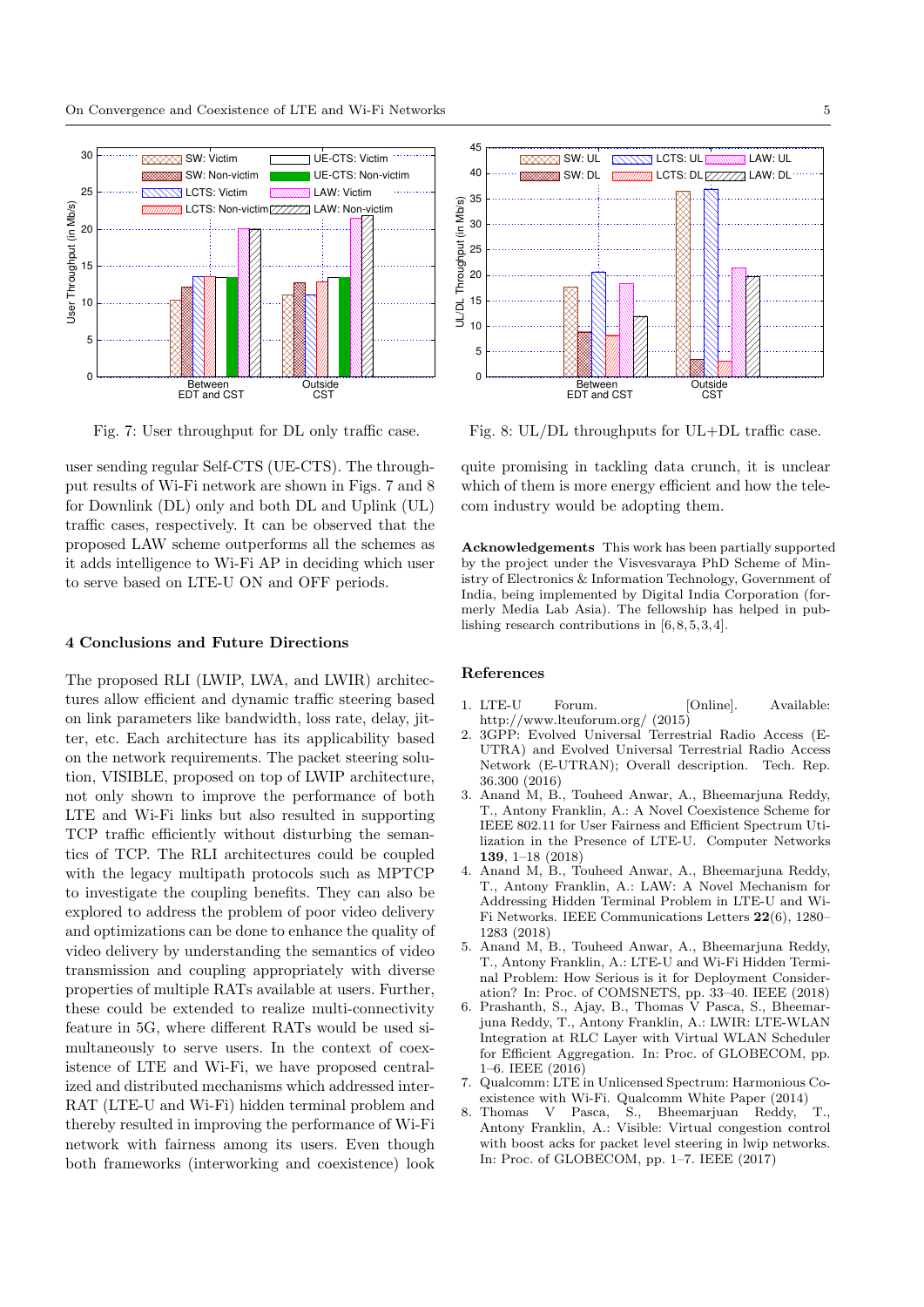SW: Victim
SW: Non-victim
LCTS: Victim
LCTS: Non-victim
UE-CTS: Victim
UE-CTS: Non-victim
LAW: Victim
LAW: Non-victim
User Throughput (in Mb/s)
0
5
10
15
20
25
30
Between EDT and CST
Outside CST

Fig. 7: User throughput for DL only traffic case.

SW: UL
SW: DL
LCTS: UL
LCTS: DL
LAW: UL
LAW: DL
UL/DL Throughput (in Mb/s)
0
5
10
15
20
25
30
35
40
45
Between EDT and CST
Outside CST

Fig. 8: UL/DL throughputs for UL+DL traffic case.

user sending regular Self-CTS (UE-CTS). The throughput results of Wi-Fi network are shown in Figs. 7 and 8 for Downlink (DL) only and both DL and Uplink (UL) traffic cases, respectively. It can be observed that the proposed LAW scheme outperforms all the schemes as it adds intelligence to Wi-Fi AP in deciding which user to serve based on LTE-U ON and OFF periods.

## 4 Conclusions and Future Directions

The proposed RLI (LWIP, LWA, and LWIR) architectures allow efficient and dynamic traffic steering based on link parameters like bandwidth, loss rate, delay, jitter, etc. Each architecture has its applicability based on the network requirements. The packet steering solution, VISIBLE, proposed on top of LWIP architecture, not only shown to improve the performance of both LTE and Wi-Fi links but also resulted in supporting TCP traffic efficiently without disturbing the semantics of TCP. The RLI architectures could be coupled with the legacy multipath protocols such as MPTCP to investigate the coupling benefits. They can also be explored to address the problem of poor video delivery and optimizations can be done to enhance the quality of video delivery by understanding the semantics of video transmission and coupling appropriately with diverse properties of multiple RATs available at users. Further, these could be extended to realize multi-connectivity feature in 5G, where different RATs would be used simultaneously to serve users. In the context of coexistence of LTE and Wi-Fi, we have proposed centralized and distributed mechanisms which addressed inter-RAT (LTE-U and Wi-Fi) hidden terminal problem and thereby resulted in improving the performance of Wi-Fi network with fairness among its users. Even though both frameworks (interworking and coexistence) look quite promising in tackling data crunch, it is unclear which of them is more energy efficient and how the telecom industry would be adopting them.

**Acknowledgements** This work has been partially supported by the project under the Visvesvaraya PhD Scheme of Ministry of Electronics & Information Technology, Government of India, being implemented by Digital India Corporation (formerly Media Lab Asia). The fellowship has helped in publishing research contributions in [6, 8, 5, 3, 4].

## References

1. LTE-U Forum. [Online]. Available: http://www.lteuforum.org/ (2015)
2. 3GPP: Evolved Universal Terrestrial Radio Access (E-UTRA) and Evolved Universal Terrestrial Radio Access Network (E-UTRAN); Overall description. Tech. Rep. 36.300 (2016)
3. Anand M, B., Touheed Anwar, A., Bheemarjuna Reddy, T., Antony Franklin, A.: A Novel Coexistence Scheme for IEEE 802.11 for User Fairness and Efficient Spectrum Utilization in the Presence of LTE-U. Computer Networks **139**, 1–18 (2018)
4. Anand M, B., Touheed Anwar, A., Bheemarjuna Reddy, T., Antony Franklin, A.: LAW: A Novel Mechanism for Addressing Hidden Terminal Problem in LTE-U and Wi-Fi Networks. IEEE Communications Letters **22**(6), 1280–1283 (2018)
5. Anand M, B., Touheed Anwar, A., Bheemarjuna Reddy, T., Antony Franklin, A.: LTE-U and Wi-Fi Hidden Terminal Problem: How Serious is it for Deployment Consideration? In: Proc. of COMSNETS, pp. 33–40. IEEE (2018)
6. Prashanth, S., Ajay, B., Thomas V Pasca, S., Bheemarjuna Reddy, T., Antony Franklin, A.: LWIR: LTE-WLAN Integration at RLC Layer with Virtual WLAN Scheduler for Efficient Aggregation. In: Proc. of GLOBECOM, pp. 1–6. IEEE (2016)
7. Qualcomm: LTE in Unlicensed Spectrum: Harmonious Coexistence with Wi-Fi. Qualcomm White Paper (2014)
8. Thomas V Pasca, S., Bheemarjuan Reddy, T., Antony Franklin, A.: Visible: Virtual congestion control with boost acks for packet level steering in lwip networks. In: Proc. of GLOBECOM, pp. 1–7. IEEE (2017)